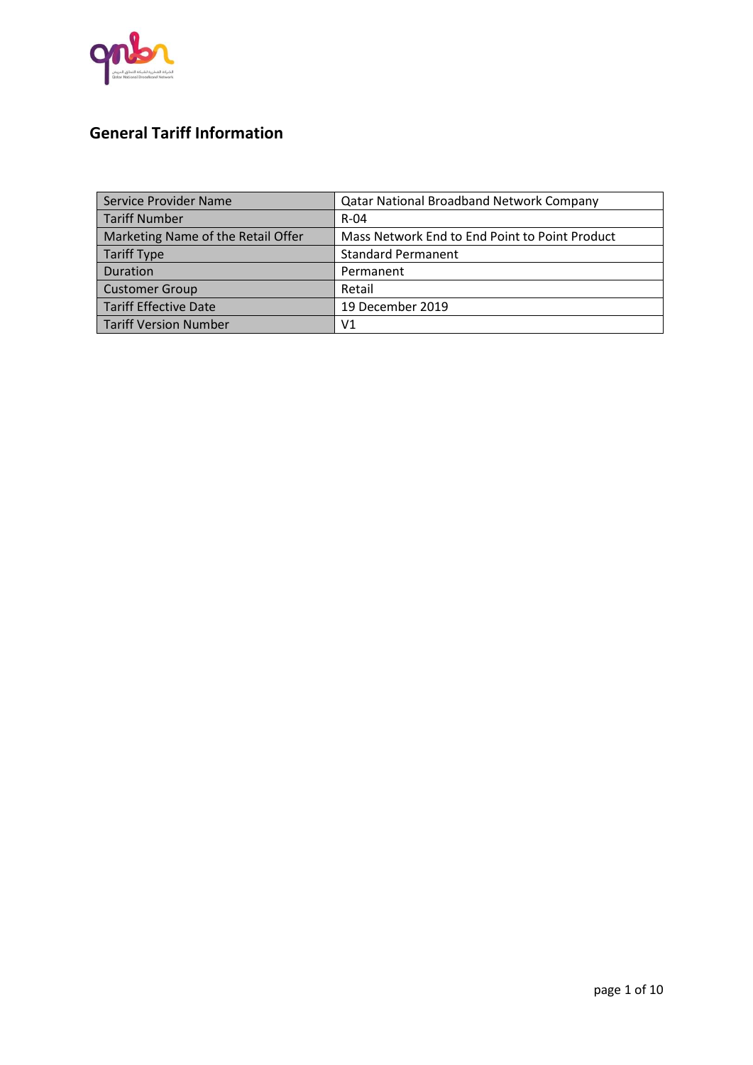## General Tariff Information

| Service Provider Name | Qatar National Broadband Network Company |
|---|---|
| Tariff Number | R-04 |
| Marketing Name of the Retail Offer | Mass Network End to End Point to Point Product |
| Tariff Type | Standard Permanent |
| Duration | Permanent |
| Customer Group | Retail |
| Tariff Effective Date | 19 December 2019 |
| Tariff Version Number | V1 |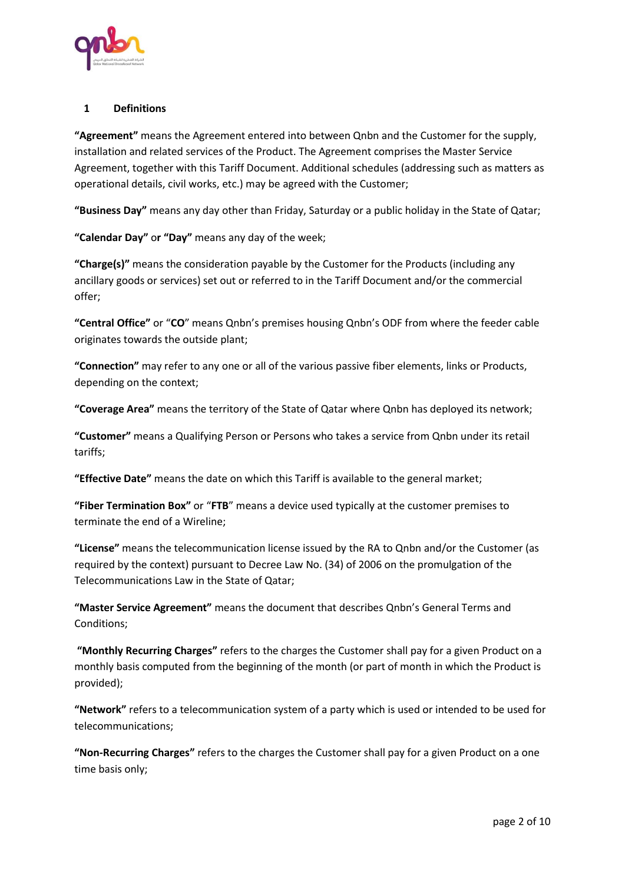## 1 Definitions

**"Agreement"** means the Agreement entered into between Qnbn and the Customer for the supply, installation and related services of the Product. The Agreement comprises the Master Service Agreement, together with this Tariff Document. Additional schedules (addressing such as matters as operational details, civil works, etc.) may be agreed with the Customer;

**"Business Day"** means any day other than Friday, Saturday or a public holiday in the State of Qatar;

**"Calendar Day"** or **"Day"** means any day of the week;

**"Charge(s)"** means the consideration payable by the Customer for the Products (including any ancillary goods or services) set out or referred to in the Tariff Document and/or the commercial offer;

**"Central Office"** or "**CO**" means Qnbn's premises housing Qnbn's ODF from where the feeder cable originates towards the outside plant;

**"Connection"** may refer to any one or all of the various passive fiber elements, links or Products, depending on the context;

**"Coverage Area"** means the territory of the State of Qatar where Qnbn has deployed its network;

**"Customer"** means a Qualifying Person or Persons who takes a service from Qnbn under its retail tariffs;

**"Effective Date"** means the date on which this Tariff is available to the general market;

**"Fiber Termination Box"** or "**FTB**" means a device used typically at the customer premises to terminate the end of a Wireline;

**"License"** means the telecommunication license issued by the RA to Qnbn and/or the Customer (as required by the context) pursuant to Decree Law No. (34) of 2006 on the promulgation of the Telecommunications Law in the State of Qatar;

**"Master Service Agreement"** means the document that describes Qnbn's General Terms and Conditions;

**"Monthly Recurring Charges"** refers to the charges the Customer shall pay for a given Product on a monthly basis computed from the beginning of the month (or part of month in which the Product is provided);

**"Network"** refers to a telecommunication system of a party which is used or intended to be used for telecommunications;

**"Non-Recurring Charges"** refers to the charges the Customer shall pay for a given Product on a one time basis only;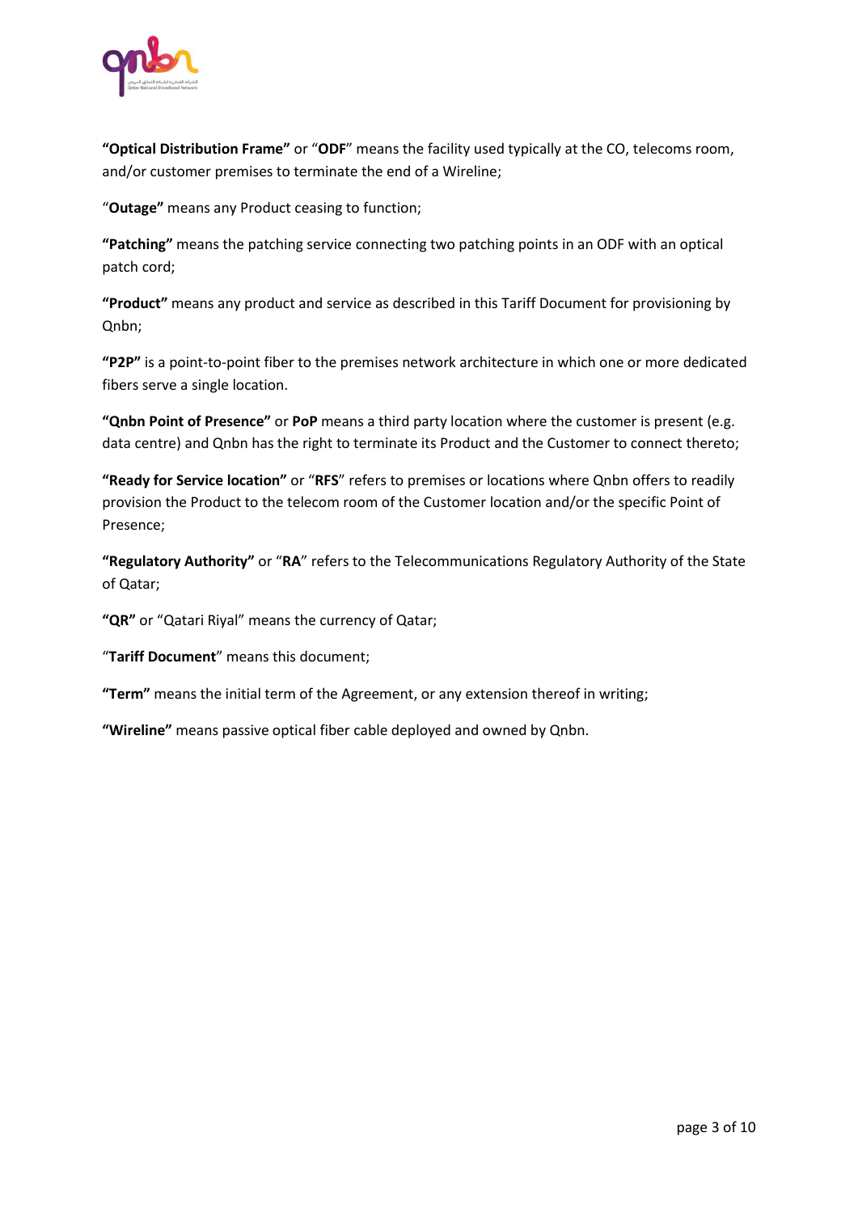**"Optical Distribution Frame"** or "**ODF**" means the facility used typically at the CO, telecoms room, and/or customer premises to terminate the end of a Wireline;

"**Outage"** means any Product ceasing to function;

**"Patching"** means the patching service connecting two patching points in an ODF with an optical patch cord;

**"Product"** means any product and service as described in this Tariff Document for provisioning by Qnbn;

**"P2P"** is a point-to-point fiber to the premises network architecture in which one or more dedicated fibers serve a single location.

**"Qnbn Point of Presence"** or **PoP** means a third party location where the customer is present (e.g. data centre) and Qnbn has the right to terminate its Product and the Customer to connect thereto;

**"Ready for Service location"** or "**RFS**" refers to premises or locations where Qnbn offers to readily provision the Product to the telecom room of the Customer location and/or the specific Point of Presence;

**"Regulatory Authority"** or "**RA**" refers to the Telecommunications Regulatory Authority of the State of Qatar;

**"QR"** or "Qatari Riyal" means the currency of Qatar;

"**Tariff Document**" means this document;

**"Term"** means the initial term of the Agreement, or any extension thereof in writing;

**"Wireline"** means passive optical fiber cable deployed and owned by Qnbn.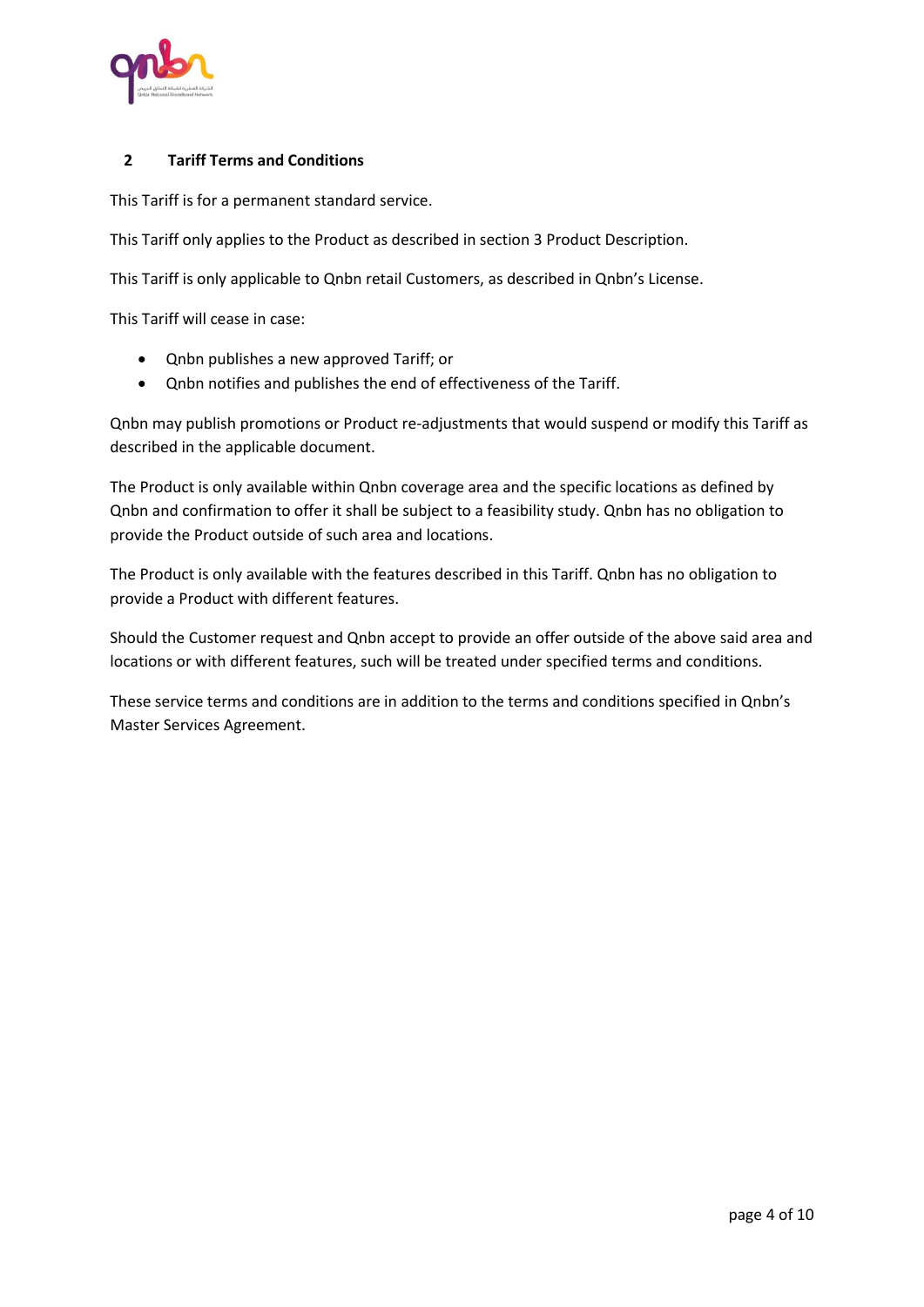## 2 Tariff Terms and Conditions

This Tariff is for a permanent standard service.

This Tariff only applies to the Product as described in section 3 Product Description.

This Tariff is only applicable to Qnbn retail Customers, as described in Qnbn's License.

This Tariff will cease in case:

- Qnbn publishes a new approved Tariff; or
- Qnbn notifies and publishes the end of effectiveness of the Tariff.

Qnbn may publish promotions or Product re-adjustments that would suspend or modify this Tariff as described in the applicable document.

The Product is only available within Qnbn coverage area and the specific locations as defined by Qnbn and confirmation to offer it shall be subject to a feasibility study. Qnbn has no obligation to provide the Product outside of such area and locations.

The Product is only available with the features described in this Tariff. Qnbn has no obligation to provide a Product with different features.

Should the Customer request and Qnbn accept to provide an offer outside of the above said area and locations or with different features, such will be treated under specified terms and conditions.

These service terms and conditions are in addition to the terms and conditions specified in Qnbn's Master Services Agreement.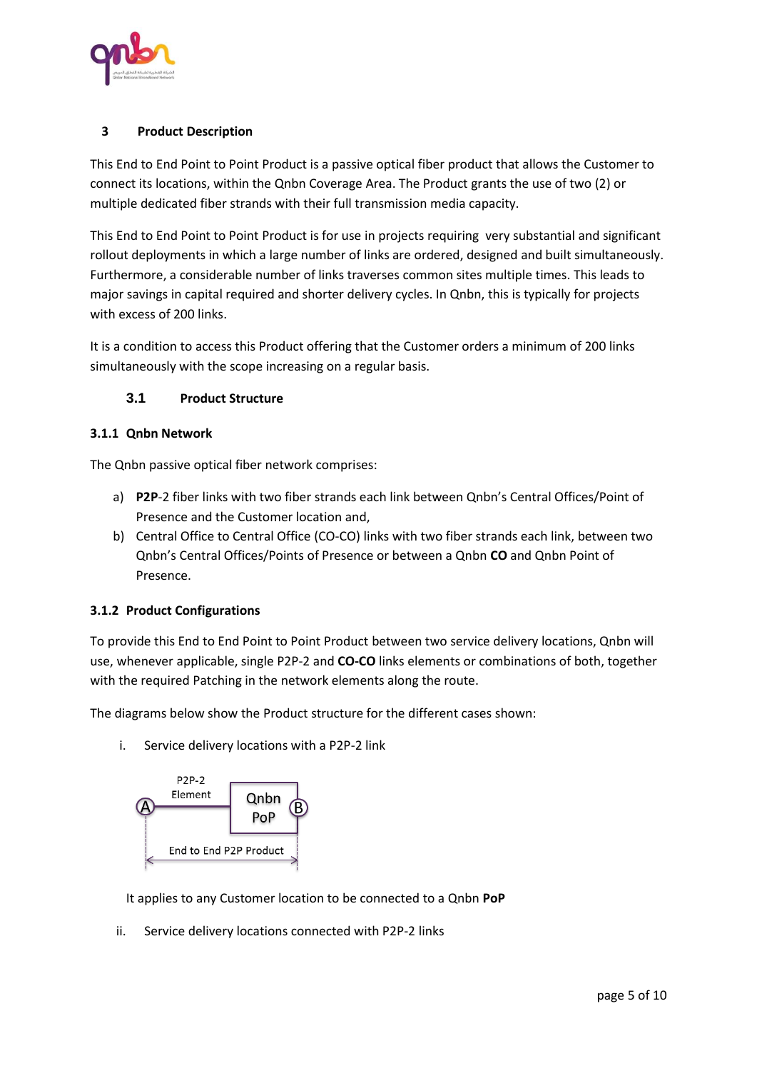## 3 Product Description

This End to End Point to Point Product is a passive optical fiber product that allows the Customer to connect its locations, within the Qnbn Coverage Area. The Product grants the use of two (2) or multiple dedicated fiber strands with their full transmission media capacity.

This End to End Point to Point Product is for use in projects requiring very substantial and significant rollout deployments in which a large number of links are ordered, designed and built simultaneously. Furthermore, a considerable number of links traverses common sites multiple times. This leads to major savings in capital required and shorter delivery cycles. In Qnbn, this is typically for projects with excess of 200 links.

It is a condition to access this Product offering that the Customer orders a minimum of 200 links simultaneously with the scope increasing on a regular basis.

### 3.1 Product Structure

#### 3.1.1 Qnbn Network

The Qnbn passive optical fiber network comprises:

a) **P2P**-2 fiber links with two fiber strands each link between Qnbn's Central Offices/Point of Presence and the Customer location and,
b) Central Office to Central Office (CO-CO) links with two fiber strands each link, between two Qnbn's Central Offices/Points of Presence or between a Qnbn **CO** and Qnbn Point of Presence.

#### 3.1.2 Product Configurations

To provide this End to End Point to Point Product between two service delivery locations, Qnbn will use, whenever applicable, single P2P-2 and **CO-CO** links elements or combinations of both, together with the required Patching in the network elements along the route.

The diagrams below show the Product structure for the different cases shown:

i. Service delivery locations with a P2P-2 link

P2P-2 Element — A — Qnbn PoP — B — End to End P2P Product

It applies to any Customer location to be connected to a Qnbn **PoP**

ii. Service delivery locations connected with P2P-2 links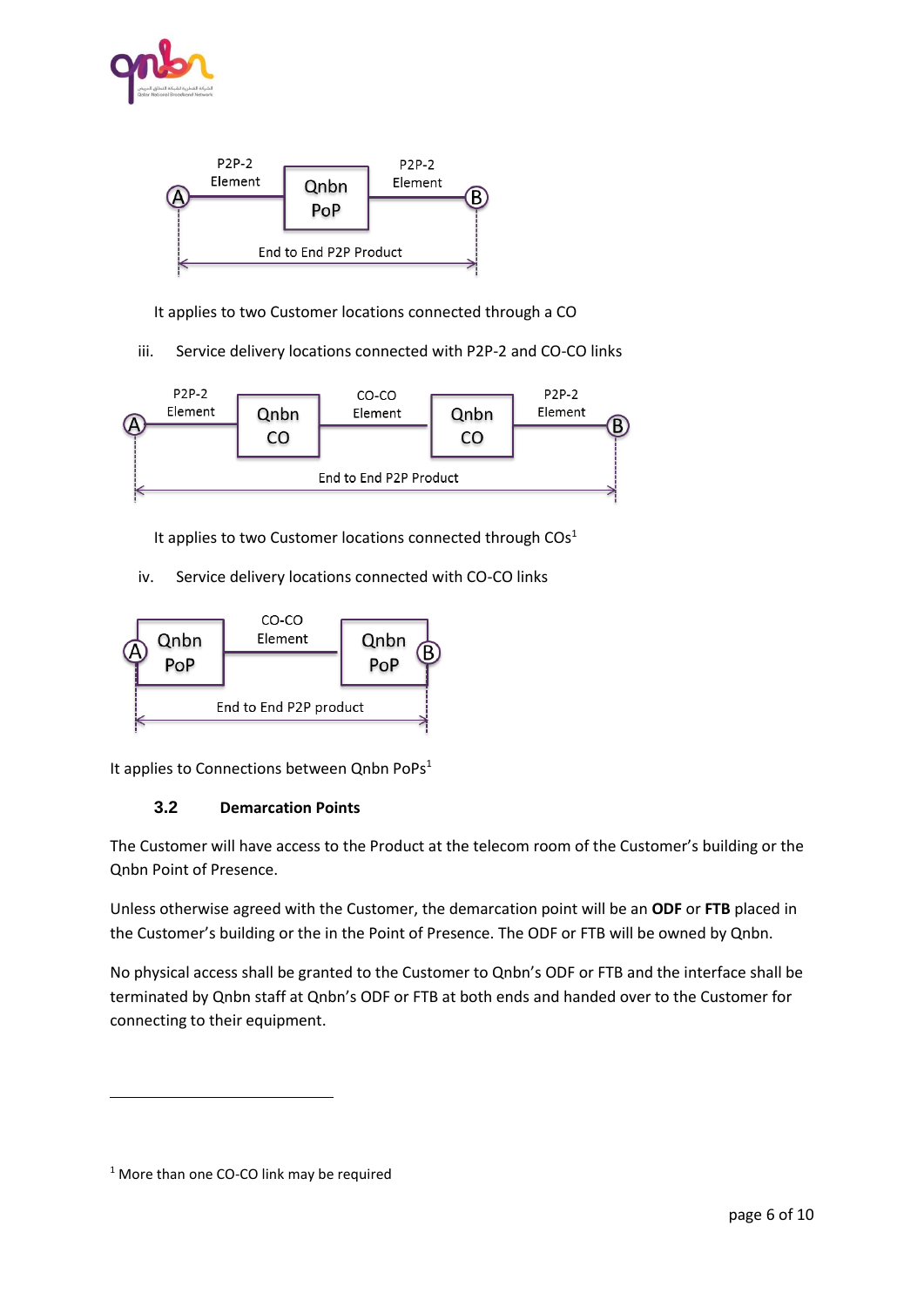P2P-2 Element — Qnbn PoP — P2P-2 Element (A to B)

End to End P2P Product

It applies to two Customer locations connected through a CO

iii. Service delivery locations connected with P2P-2 and CO-CO links

P2P-2 Element — Qnbn CO — CO-CO Element — Qnbn CO — P2P-2 Element (A to B)

End to End P2P Product

It applies to two Customer locations connected through COs[1]

iv. Service delivery locations connected with CO-CO links

Qnbn PoP — CO-CO Element — Qnbn PoP (A to B)

End to End P2P product

It applies to Connections between Qnbn PoPs[1]

### 3.2 Demarcation Points

The Customer will have access to the Product at the telecom room of the Customer's building or the Qnbn Point of Presence.

Unless otherwise agreed with the Customer, the demarcation point will be an **ODF** or **FTB** placed in the Customer's building or the in the Point of Presence. The ODF or FTB will be owned by Qnbn.

No physical access shall be granted to the Customer to Qnbn's ODF or FTB and the interface shall be terminated by Qnbn staff at Qnbn's ODF or FTB at both ends and handed over to the Customer for connecting to their equipment.

---

[1] More than one CO-CO link may be required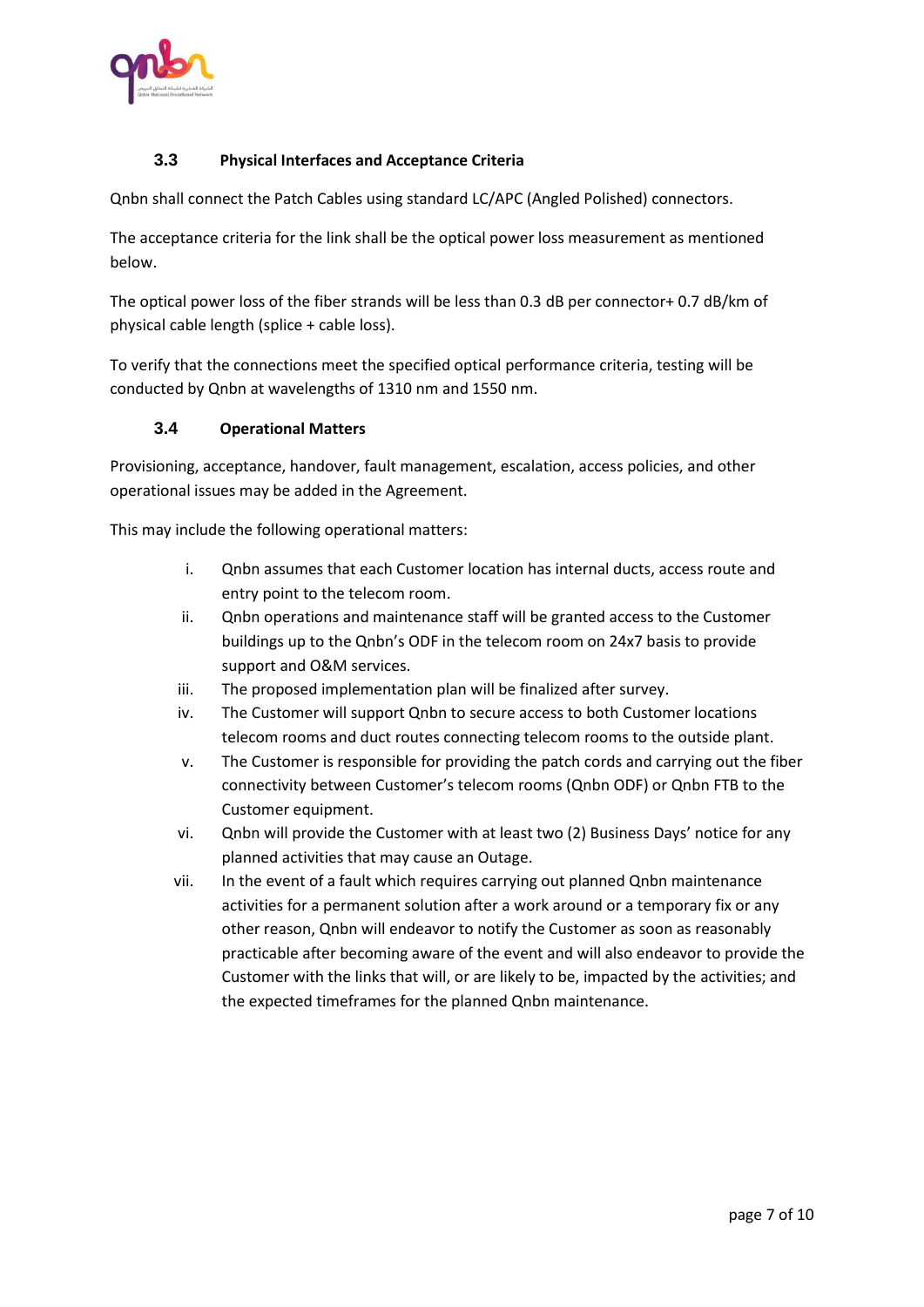### 3.3 Physical Interfaces and Acceptance Criteria

Qnbn shall connect the Patch Cables using standard LC/APC (Angled Polished) connectors.

The acceptance criteria for the link shall be the optical power loss measurement as mentioned below.

The optical power loss of the fiber strands will be less than 0.3 dB per connector+ 0.7 dB/km of physical cable length (splice + cable loss).

To verify that the connections meet the specified optical performance criteria, testing will be conducted by Qnbn at wavelengths of 1310 nm and 1550 nm.

### 3.4 Operational Matters

Provisioning, acceptance, handover, fault management, escalation, access policies, and other operational issues may be added in the Agreement.

This may include the following operational matters:

i. Qnbn assumes that each Customer location has internal ducts, access route and entry point to the telecom room.

ii. Qnbn operations and maintenance staff will be granted access to the Customer buildings up to the Qnbn's ODF in the telecom room on 24x7 basis to provide support and O&M services.

iii. The proposed implementation plan will be finalized after survey.

iv. The Customer will support Qnbn to secure access to both Customer locations telecom rooms and duct routes connecting telecom rooms to the outside plant.

v. The Customer is responsible for providing the patch cords and carrying out the fiber connectivity between Customer's telecom rooms (Qnbn ODF) or Qnbn FTB to the Customer equipment.

vi. Qnbn will provide the Customer with at least two (2) Business Days' notice for any planned activities that may cause an Outage.

vii. In the event of a fault which requires carrying out planned Qnbn maintenance activities for a permanent solution after a work around or a temporary fix or any other reason, Qnbn will endeavor to notify the Customer as soon as reasonably practicable after becoming aware of the event and will also endeavor to provide the Customer with the links that will, or are likely to be, impacted by the activities; and the expected timeframes for the planned Qnbn maintenance.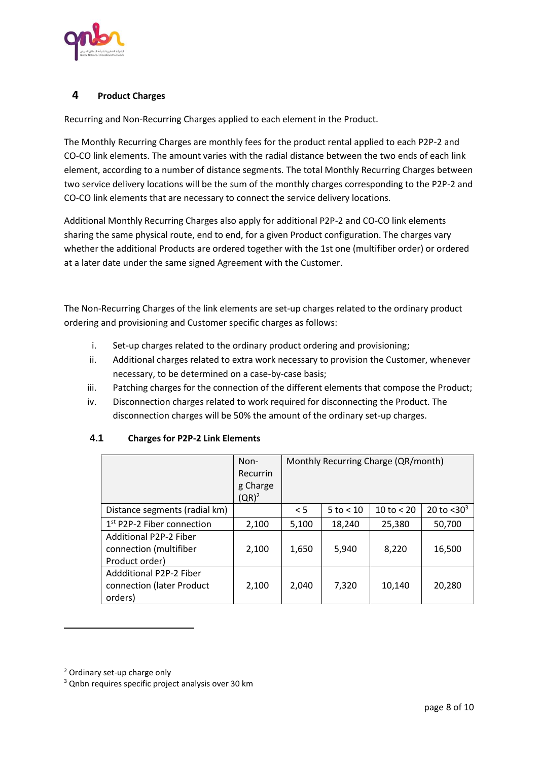## 4 Product Charges

Recurring and Non-Recurring Charges applied to each element in the Product.

The Monthly Recurring Charges are monthly fees for the product rental applied to each P2P-2 and CO-CO link elements. The amount varies with the radial distance between the two ends of each link element, according to a number of distance segments. The total Monthly Recurring Charges between two service delivery locations will be the sum of the monthly charges corresponding to the P2P-2 and CO-CO link elements that are necessary to connect the service delivery locations.

Additional Monthly Recurring Charges also apply for additional P2P-2 and CO-CO link elements sharing the same physical route, end to end, for a given Product configuration. The charges vary whether the additional Products are ordered together with the 1st one (multifiber order) or ordered at a later date under the same signed Agreement with the Customer.

The Non-Recurring Charges of the link elements are set-up charges related to the ordinary product ordering and provisioning and Customer specific charges as follows:

i. Set-up charges related to the ordinary product ordering and provisioning;
ii. Additional charges related to extra work necessary to provision the Customer, whenever necessary, to be determined on a case-by-case basis;
iii. Patching charges for the connection of the different elements that compose the Product;
iv. Disconnection charges related to work required for disconnecting the Product. The disconnection charges will be 50% the amount of the ordinary set-up charges.

### 4.1 Charges for P2P-2 Link Elements

| | Non-Recurring Charge (QR)[2] | Monthly Recurring Charge (QR/month) | | | |
|---|---|---|---|---|---|
| Distance segments (radial km) | | < 5 | 5 to < 10 | 10 to < 20 | 20 to <30[3] |
| 1st P2P-2 Fiber connection | 2,100 | 5,100 | 18,240 | 25,380 | 50,700 |
| Additional P2P-2 Fiber connection (multifiber Product order) | 2,100 | 1,650 | 5,940 | 8,220 | 16,500 |
| Addditional P2P-2 Fiber connection (later Product orders) | 2,100 | 2,040 | 7,320 | 10,140 | 20,280 |

[2] Ordinary set-up charge only

[3] Qnbn requires specific project analysis over 30 km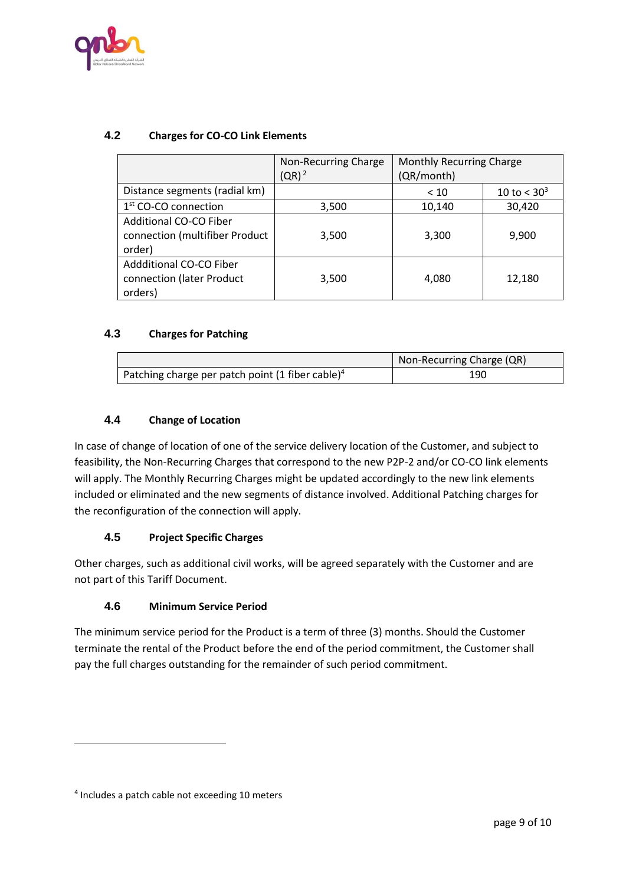### 4.2 Charges for CO-CO Link Elements

| | Non-Recurring Charge (QR) [2] | Monthly Recurring Charge (QR/month) | |
|---|---|---|---|
| Distance segments (radial km) | | < 10 | 10 to < 30[3] |
| 1st CO-CO connection | 3,500 | 10,140 | 30,420 |
| Additional CO-CO Fiber connection (multifiber Product order) | 3,500 | 3,300 | 9,900 |
| Addditional CO-CO Fiber connection (later Product orders) | 3,500 | 4,080 | 12,180 |

### 4.3 Charges for Patching

| | Non-Recurring Charge (QR) |
|---|---|
| Patching charge per patch point (1 fiber cable)[4] | 190 |

### 4.4 Change of Location

In case of change of location of one of the service delivery location of the Customer, and subject to feasibility, the Non-Recurring Charges that correspond to the new P2P-2 and/or CO-CO link elements will apply. The Monthly Recurring Charges might be updated accordingly to the new link elements included or eliminated and the new segments of distance involved. Additional Patching charges for the reconfiguration of the connection will apply.

### 4.5 Project Specific Charges

Other charges, such as additional civil works, will be agreed separately with the Customer and are not part of this Tariff Document.

### 4.6 Minimum Service Period

The minimum service period for the Product is a term of three (3) months. Should the Customer terminate the rental of the Product before the end of the period commitment, the Customer shall pay the full charges outstanding for the remainder of such period commitment.

---

[4] Includes a patch cable not exceeding 10 meters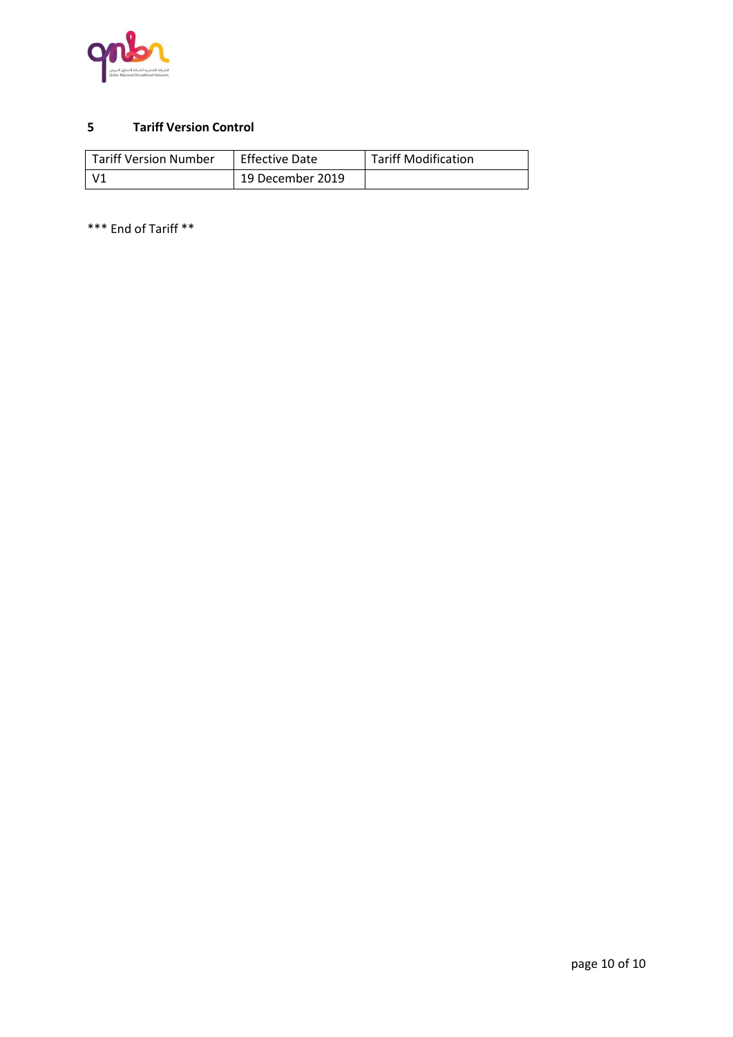## 5 Tariff Version Control

| Tariff Version Number | Effective Date | Tariff Modification |
|---|---|---|
| V1 | 19 December 2019 | |

*** End of Tariff **